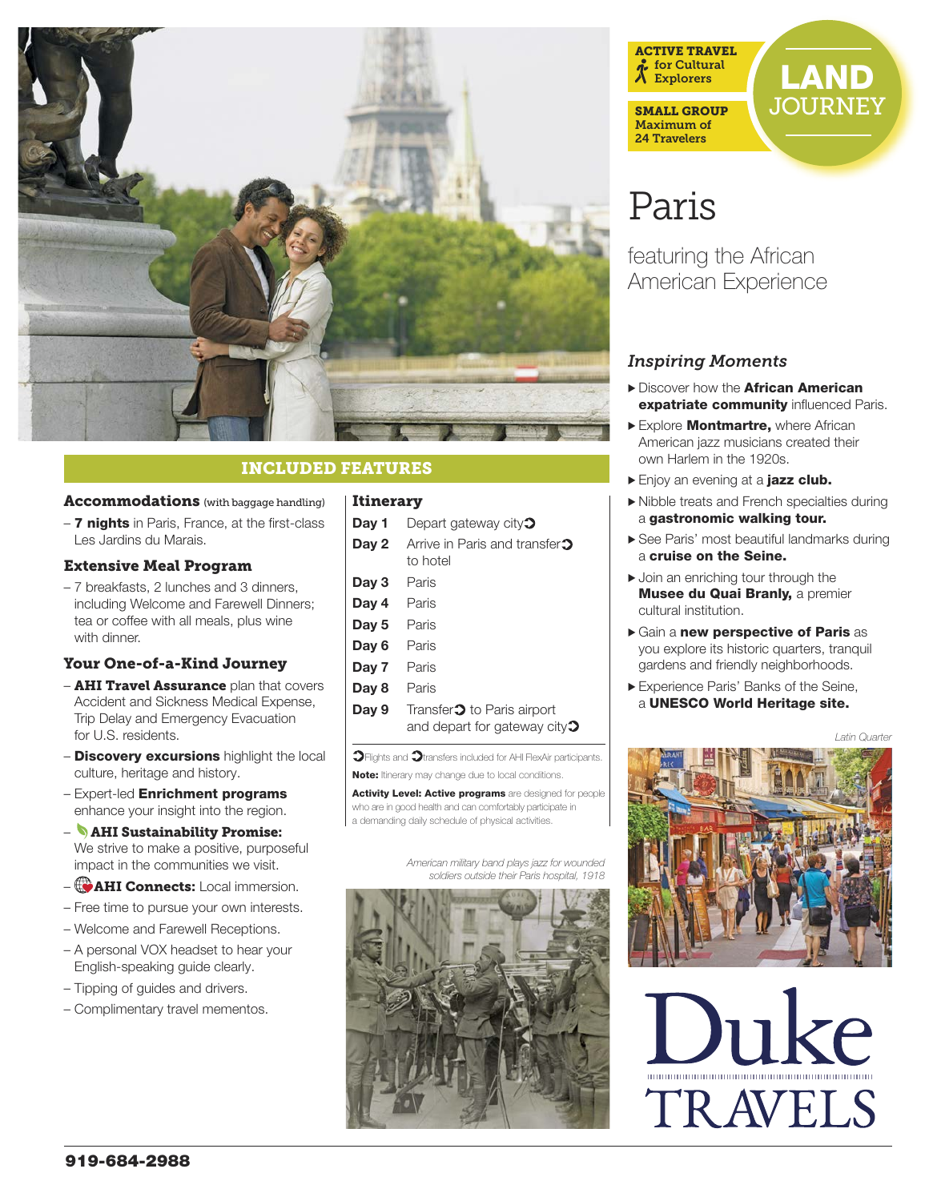ACTIVE TRAVEL for Cultural Explorers

SMALL GROUP Maximum of 24 Travelers

LAND JOURNEY

# Paris

## featuring the African American Experience

### *Inspiring Moments*

- Discover how the **African American expatriate community** influenced Paris.
- Explore **Montmartre,** where African American jazz musicians created their own Harlem in the 1920s.
- Enjoy an evening at a **jazz club.**
- Nibble treats and French specialties during a **gastronomic walking tour.**
- See Paris' most beautiful landmarks during a **cruise on the Seine.**
- Join an enriching tour through the **Musee du Quai Branly,** a premier cultural institution.
- Gain a **new perspective of Paris** as you explore its historic quarters, tranquil gardens and friendly neighborhoods.
- Experience Paris' Banks of the Seine, a **UNESCO World Heritage site.**

*Latin Quarter*

## INCLUDED FEATURES

### Accommodations (with baggage handling)

– **7 nights** in Paris, France, at the first-class Les Jardins du Marais.

### Extensive Meal Program

– 7 breakfasts, 2 lunches and 3 dinners, including Welcome and Farewell Dinners; tea or coffee with all meals, plus wine with dinner.

### Your One-of-a-Kind Journey

– **AHI Travel Assurance** plan that covers Accident and Sickness Medical Expense, Trip Delay and Emergency Evacuation for U.S. residents.

– **Discovery excursions** highlight the local culture, heritage and history.

– Expert-led **Enrichment programs** enhance your insight into the region.

– **AHI Sustainability Promise:** We strive to make a positive, purposeful impact in the communities we visit.

– **AHI Connects:** Local immersion.

– Free time to pursue your own interests.

– Welcome and Farewell Receptions.

– A personal VOX headset to hear your English-speaking guide clearly.

– Tipping of guides and drivers.

– Complimentary travel mementos.

### Itinerary

| | |
|---|---|
| **Day 1** | Depart gateway city |
| **Day 2** | Arrive in Paris and transfer to hotel |
| **Day 3** | Paris |
| **Day 4** | Paris |
| **Day 5** | Paris |
| **Day 6** | Paris |
| **Day 7** | Paris |
| **Day 8** | Paris |
| **Day 9** | Transfer to Paris airport and depart for gateway city |

Flights and transfers included for AHI FlexAir participants.

**Note:** Itinerary may change due to local conditions.

**Activity Level: Active programs** are designed for people who are in good health and can comfortably participate in a demanding daily schedule of physical activities.

*American military band plays jazz for wounded soldiers outside their Paris hospital, 1918*

Duke TRAVELS

919-684-2988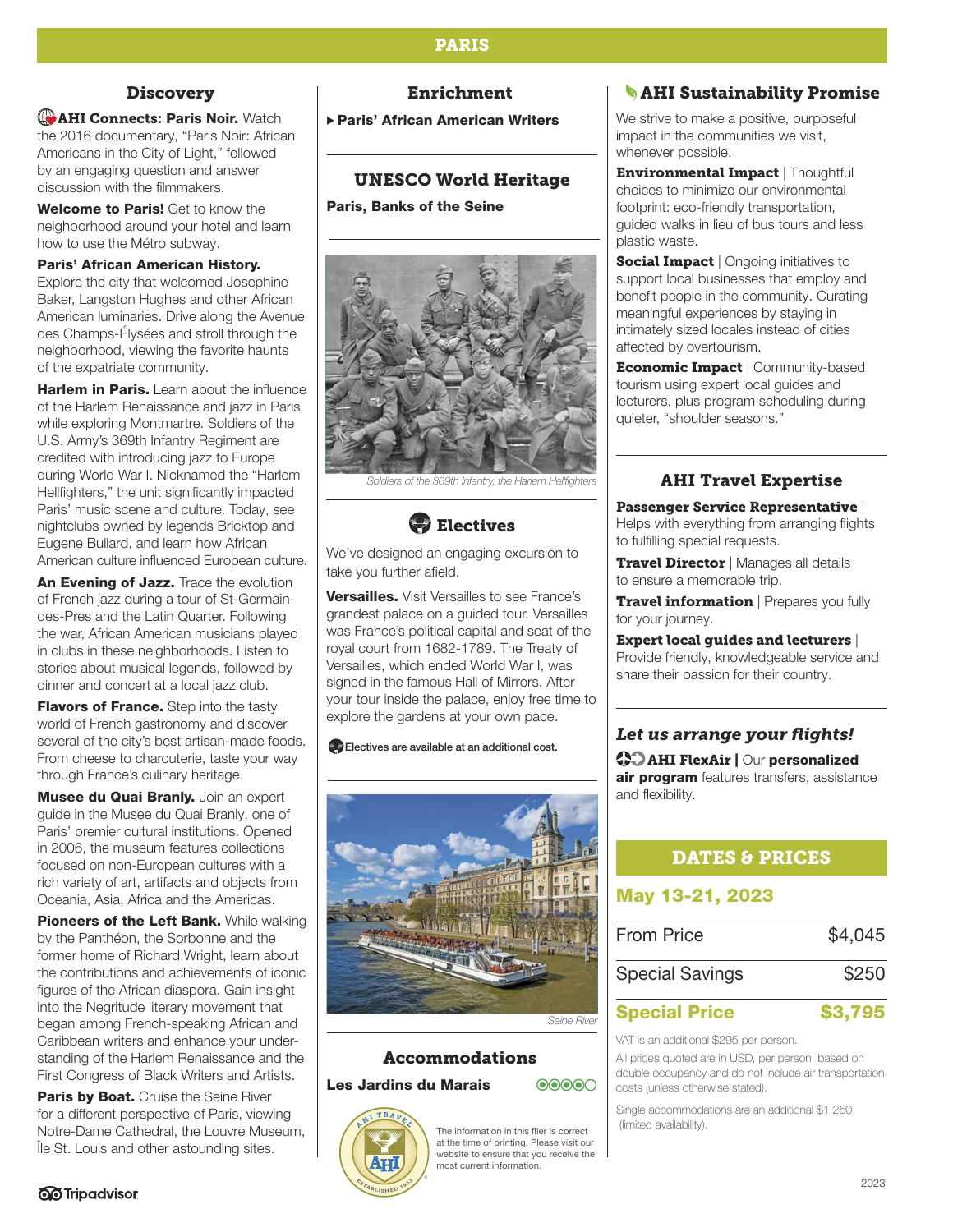# PARIS

## Discovery

**AHI Connects: Paris Noir.** Watch the 2016 documentary, "Paris Noir: African Americans in the City of Light," followed by an engaging question and answer discussion with the filmmakers.

**Welcome to Paris!** Get to know the neighborhood around your hotel and learn how to use the Métro subway.

**Paris' African American History.** Explore the city that welcomed Josephine Baker, Langston Hughes and other African American luminaries. Drive along the Avenue des Champs-Élysées and stroll through the neighborhood, viewing the favorite haunts of the expatriate community.

**Harlem in Paris.** Learn about the influence of the Harlem Renaissance and jazz in Paris while exploring Montmartre. Soldiers of the U.S. Army's 369th Infantry Regiment are credited with introducing jazz to Europe during World War I. Nicknamed the "Harlem Hellfighters," the unit significantly impacted Paris' music scene and culture. Today, see nightclubs owned by legends Bricktop and Eugene Bullard, and learn how African American culture influenced European culture.

**An Evening of Jazz.** Trace the evolution of French jazz during a tour of St-Germain-des-Pres and the Latin Quarter. Following the war, African American musicians played in clubs in these neighborhoods. Listen to stories about musical legends, followed by dinner and concert at a local jazz club.

**Flavors of France.** Step into the tasty world of French gastronomy and discover several of the city's best artisan-made foods. From cheese to charcuterie, taste your way through France's culinary heritage.

**Musee du Quai Branly.** Join an expert guide in the Musee du Quai Branly, one of Paris' premier cultural institutions. Opened in 2006, the museum features collections focused on non-European cultures with a rich variety of art, artifacts and objects from Oceania, Asia, Africa and the Americas.

**Pioneers of the Left Bank.** While walking by the Panthéon, the Sorbonne and the former home of Richard Wright, learn about the contributions and achievements of iconic figures of the African diaspora. Gain insight into the Negritude literary movement that began among French-speaking African and Caribbean writers and enhance your understanding of the Harlem Renaissance and the First Congress of Black Writers and Artists.

**Paris by Boat.** Cruise the Seine River for a different perspective of Paris, viewing Notre-Dame Cathedral, the Louvre Museum, Île St. Louis and other astounding sites.

## Enrichment

- **Paris' African American Writers**

## UNESCO World Heritage

**Paris, Banks of the Seine**

*Soldiers of the 369th Infantry, the Harlem Hellfighters*

## Electives

We've designed an engaging excursion to take you further afield.

**Versailles.** Visit Versailles to see France's grandest palace on a guided tour. Versailles was France's political capital and seat of the royal court from 1682-1789. The Treaty of Versailles, which ended World War I, was signed in the famous Hall of Mirrors. After your tour inside the palace, enjoy free time to explore the gardens at your own pace.

Electives are available at an additional cost.

*Seine River*

## Accommodations

**Les Jardins du Marais**

The information in this flier is correct at the time of printing. Please visit our website to ensure that you receive the most current information.

## AHI Sustainability Promise

We strive to make a positive, purposeful impact in the communities we visit, whenever possible.

**Environmental Impact** | Thoughtful choices to minimize our environmental footprint: eco-friendly transportation, guided walks in lieu of bus tours and less plastic waste.

**Social Impact** | Ongoing initiatives to support local businesses that employ and benefit people in the community. Curating meaningful experiences by staying in intimately sized locales instead of cities affected by overtourism.

**Economic Impact** | Community-based tourism using expert local guides and lecturers, plus program scheduling during quieter, "shoulder seasons."

## AHI Travel Expertise

**Passenger Service Representative** | Helps with everything from arranging flights to fulfilling special requests.

**Travel Director** | Manages all details to ensure a memorable trip.

**Travel information** | Prepares you fully for your journey.

**Expert local guides and lecturers** | Provide friendly, knowledgeable service and share their passion for their country.

### *Let us arrange your flights!*

**AHI FlexAir |** Our **personalized air program** features transfers, assistance and flexibility.

## DATES & PRICES

### May 13-21, 2023

| | |
|---|---|
| From Price | $4,045 |
| Special Savings | $250 |
| **Special Price** | **$3,795** |

VAT is an additional $295 per person.

All prices quoted are in USD, per person, based on double occupancy and do not include air transportation costs (unless otherwise stated).

Single accommodations are an additional $1,250 (limited availability).

2023